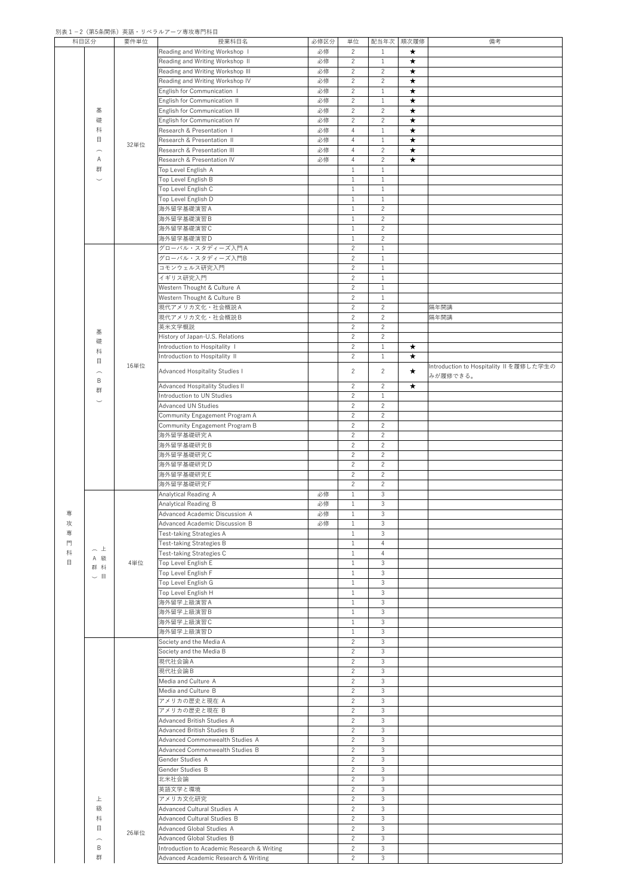別表１－２（第5条関係）英語・リベラルアーツ専攻専門科目

| 科目区分 | | 要件単位 | 授業科目名 | 必修区分 | 単位 | 配当年次 | 順次履修 | 備考 |
|---|---|---|---|---|---|---|---|---|
| 専攻専門科目 | 基礎科目（A群） | 32単位 | Reading and Writing Workshop Ⅰ | 必修 | 2 | 1 | ★ | |
| | | | Reading and Writing Workshop Ⅱ | 必修 | 2 | 1 | ★ | |
| | | | Reading and Writing Workshop Ⅲ | 必修 | 2 | 2 | ★ | |
| | | | Reading and Writing Workshop Ⅳ | 必修 | 2 | 2 | ★ | |
| | | | English for Communication Ⅰ | 必修 | 2 | 1 | ★ | |
| | | | English for Communication Ⅱ | 必修 | 2 | 1 | ★ | |
| | | | English for Communication Ⅲ | 必修 | 2 | 2 | ★ | |
| | | | English for Communication Ⅳ | 必修 | 2 | 2 | ★ | |
| | | | Research & Presentation Ⅰ | 必修 | 4 | 1 | ★ | |
| | | | Research & Presentation Ⅱ | 必修 | 4 | 1 | ★ | |
| | | | Research & Presentation Ⅲ | 必修 | 4 | 2 | ★ | |
| | | | Research & Presentation Ⅳ | 必修 | 4 | 2 | ★ | |
| | | | Top Level English A | | 1 | 1 | | |
| | | | Top Level English B | | 1 | 1 | | |
| | | | Top Level English C | | 1 | 1 | | |
| | | | Top Level English D | | 1 | 1 | | |
| | | | 海外留学基礎演習Ａ | | 1 | 2 | | |
| | | | 海外留学基礎演習Ｂ | | 1 | 2 | | |
| | | | 海外留学基礎演習Ｃ | | 1 | 2 | | |
| | | | 海外留学基礎演習Ｄ | | 1 | 2 | | |
| | 基礎科目（B群） | 16単位 | グローバル・スタディーズ入門Ａ | | 2 | 1 | | |
| | | | グローバル・スタディーズ入門B | | 2 | 1 | | |
| | | | コモンウェルス研究入門 | | 2 | 1 | | |
| | | | イギリス研究入門 | | 2 | 1 | | |
| | | | Western Thought & Culture A | | 2 | 1 | | |
| | | | Western Thought & Culture B | | 2 | 1 | | |
| | | | 現代アメリカ文化・社会概説Ａ | | 2 | 2 | | 隔年開講 |
| | | | 現代アメリカ文化・社会概説Ｂ | | 2 | 2 | | 隔年開講 |
| | | | 英米文学概説 | | 2 | 2 | | |
| | | | History of Japan-U.S. Relations | | 2 | 2 | | |
| | | | Introduction to Hospitality Ⅰ | | 2 | 1 | ★ | |
| | | | Introduction to Hospitality Ⅱ | | 2 | 1 | ★ | |
| | | | Advanced Hospitality Studies Ⅰ | | 2 | 2 | ★ | Introduction to Hospitality Ⅱを履修した学生のみが履修できる。 |
| | | | Advanced Hospitality Studies Ⅱ | | 2 | 2 | ★ | |
| | | | Introduction to UN Studies | | 2 | 1 | | |
| | | | Advanced UN Studies | | 2 | 2 | | |
| | | | Community Engagement Program A | | 2 | 2 | | |
| | | | Community Engagement Program B | | 2 | 2 | | |
| | | | 海外留学基礎研究Ａ | | 2 | 2 | | |
| | | | 海外留学基礎研究Ｂ | | 2 | 2 | | |
| | | | 海外留学基礎研究Ｃ | | 2 | 2 | | |
| | | | 海外留学基礎研究Ｄ | | 2 | 2 | | |
| | | | 海外留学基礎研究Ｅ | | 2 | 2 | | |
| | | | 海外留学基礎研究Ｆ | | 2 | 2 | | |
| | 上級科目（A群） | 4単位 | Analytical Reading A | 必修 | 1 | 3 | | |
| | | | Analytical Reading B | 必修 | 1 | 3 | | |
| | | | Advanced Academic Discussion A | 必修 | 1 | 3 | | |
| | | | Advanced Academic Discussion B | 必修 | 1 | 3 | | |
| | | | Test-taking Strategies A | | 1 | 3 | | |
| | | | Test-taking Strategies B | | 1 | 4 | | |
| | | | Test-taking Strategies C | | 1 | 4 | | |
| | | | Top Level English E | | 1 | 3 | | |
| | | | Top Level English F | | 1 | 3 | | |
| | | | Top Level English G | | 1 | 3 | | |
| | | | Top Level English H | | 1 | 3 | | |
| | | | 海外留学上級演習Ａ | | 1 | 3 | | |
| | | | 海外留学上級演習Ｂ | | 1 | 3 | | |
| | | | 海外留学上級演習Ｃ | | 1 | 3 | | |
| | | | 海外留学上級演習Ｄ | | 1 | 3 | | |
| | 上級科目（B群） | 26単位 | Society and the Media A | | 2 | 3 | | |
| | | | Society and the Media B | | 2 | 3 | | |
| | | | 現代社会論Ａ | | 2 | 3 | | |
| | | | 現代社会論Ｂ | | 2 | 3 | | |
| | | | Media and Culture A | | 2 | 3 | | |
| | | | Media and Culture B | | 2 | 3 | | |
| | | | アメリカの歴史と現在 A | | 2 | 3 | | |
| | | | アメリカの歴史と現在 B | | 2 | 3 | | |
| | | | Advanced British Studies A | | 2 | 3 | | |
| | | | Advanced British Studies B | | 2 | 3 | | |
| | | | Advanced Commonwealth Studies A | | 2 | 3 | | |
| | | | Advanced Commonwealth Studies B | | 2 | 3 | | |
| | | | Gender Studies A | | 2 | 3 | | |
| | | | Gender Studies B | | 2 | 3 | | |
| | | | 北米社会論 | | 2 | 3 | | |
| | | | 英語文学と環境 | | 2 | 3 | | |
| | | | アメリカ文化研究 | | 2 | 3 | | |
| | | | Advanced Cultural Studies A | | 2 | 3 | | |
| | | | Advanced Cultural Studies B | | 2 | 3 | | |
| | | | Advanced Global Studies A | | 2 | 3 | | |
| | | | Advanced Global Studies B | | 2 | 3 | | |
| | | | Introduction to Academic Research & Writing | | 2 | 3 | | |
| | | | Advanced Academic Research & Writing | | 2 | 3 | | |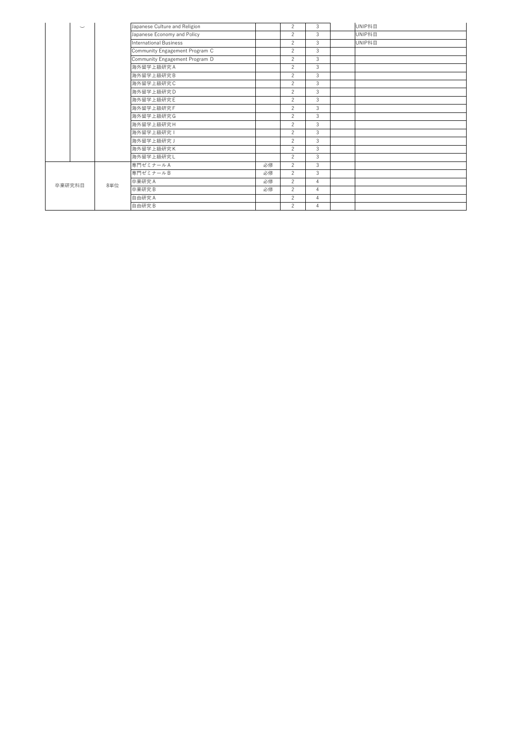| | | | | | | | | |
|---|---|---|---|---|---|---|---|---|
| | ) | | Japanese Culture and Religion | | 2 | 3 | | UNIP科目 |
| | | | Japanese Economy and Policy | | 2 | 3 | | UNIP科目 |
| | | | International Business | | 2 | 3 | | UNIP科目 |
| | | | Community Engagement Program C | | 2 | 3 | | |
| | | | Community Engagement Program D | | 2 | 3 | | |
| | | | 海外留学上級研究A | | 2 | 3 | | |
| | | | 海外留学上級研究B | | 2 | 3 | | |
| | | | 海外留学上級研究C | | 2 | 3 | | |
| | | | 海外留学上級研究D | | 2 | 3 | | |
| | | | 海外留学上級研究E | | 2 | 3 | | |
| | | | 海外留学上級研究F | | 2 | 3 | | |
| | | | 海外留学上級研究G | | 2 | 3 | | |
| | | | 海外留学上級研究H | | 2 | 3 | | |
| | | | 海外留学上級研究I | | 2 | 3 | | |
| | | | 海外留学上級研究J | | 2 | 3 | | |
| | | | 海外留学上級研究K | | 2 | 3 | | |
| | | | 海外留学上級研究L | | 2 | 3 | | |
| 卒業研究科目 | | 8単位 | 専門ゼミナールA | 必修 | 2 | 3 | | |
| | | | 専門ゼミナールB | 必修 | 2 | 3 | | |
| | | | 卒業研究A | 必修 | 2 | 4 | | |
| | | | 卒業研究B | 必修 | 2 | 4 | | |
| | | | 自由研究A | | 2 | 4 | | |
| | | | 自由研究B | | 2 | 4 | | |